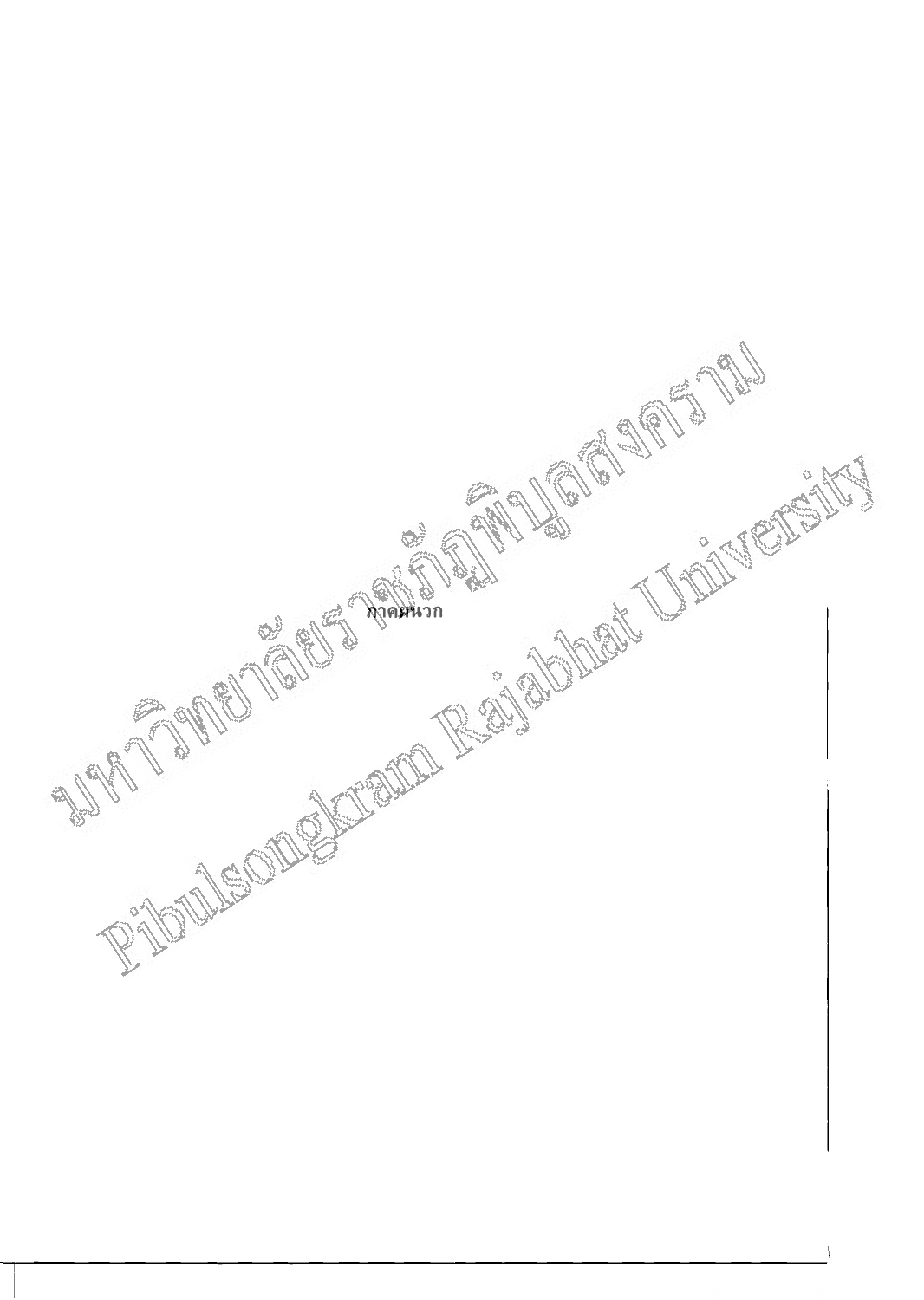# ภาคผนวก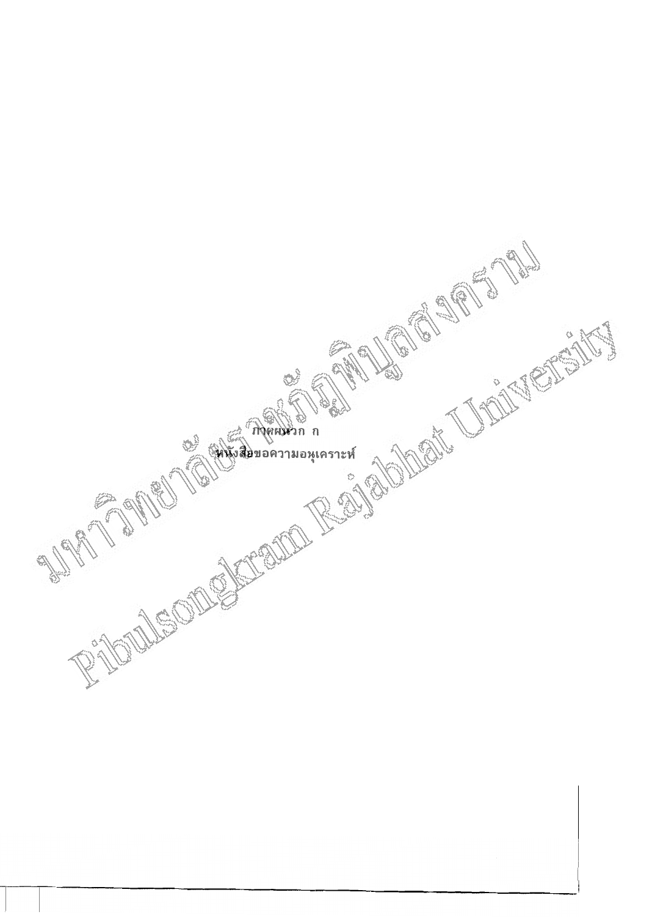ภาคผนวก ก

หนังสือขอความอนุเคราะห์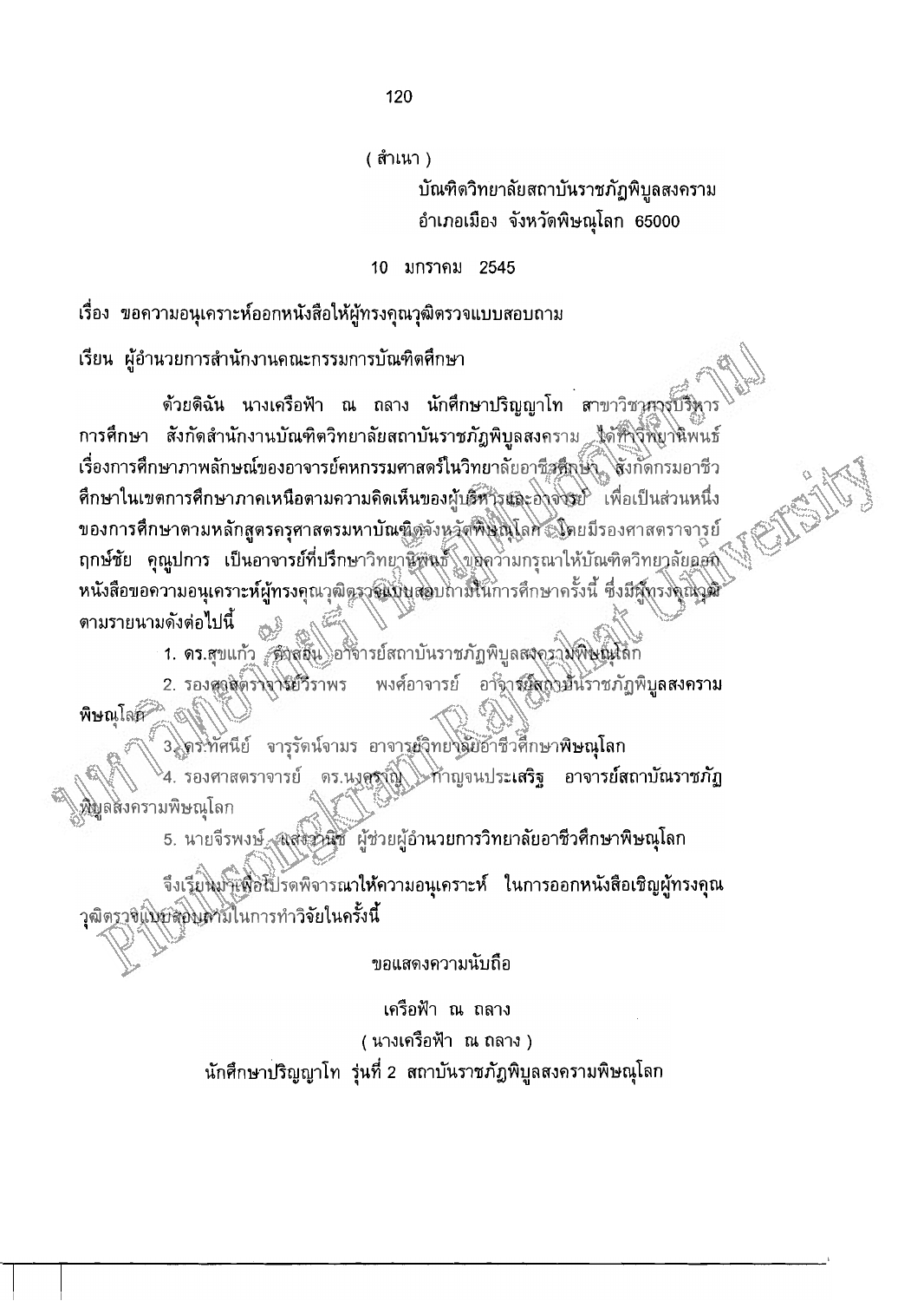( สำเนา )

บัณฑิตวิทยาลัยสถาบันราชภัฏพิบูลสงคราม
อำเภอเมือง จังหวัดพิษณุโลก 65000

10 มกราคม 2545

เรื่อง ขอความอนุเคราะห์ออกหนังสือให้ผู้ทรงคุณวุฒิตรวจแบบสอบถาม

เรียน ผู้อำนวยการสำนักงานคณะกรรมการบัณฑิตศึกษา

ด้วยดิฉัน นางเครือฟ้า ณ ถลาง นักศึกษาปริญญาโท สาขาวิชาการบริหารการศึกษา สังกัดสำนักงานบัณฑิตวิทยาลัยสถาบันราชภัฏพิบูลสงคราม ได้ทำวิทยานิพนธ์เรื่องการศึกษาภาพลักษณ์ของอาจารย์คหกรรมศาสตร์ในวิทยาลัยอาชีวศึกษา สังกัดกรมอาชีวศึกษาในเขตการศึกษาภาคเหนือตามความคิดเห็นของผู้บริหารและอาจารย์ เพื่อเป็นส่วนหนึ่งของการศึกษาตามหลักสูตรครุศาสตรมหาบัณฑิตจังหวัดพิษณุโลก โดยมีรองศาสตราจารย์ฤกษ์ชัย คุณูปการ เป็นอาจารย์ที่ปรึกษาวิทยานิพนธ์ ขอความกรุณาให้บัณฑิตวิทยาลัยออกหนังสือขอความอนุเคราะห์ผู้ทรงคุณวุฒิตรวจแบบสอบถามในการศึกษาครั้งนี้ ซึ่งมีผู้ทรงคุณวุฒิตามรายนามดังต่อไปนี้

1. ดร.สุขแก้ว คำสอน อาจารย์สถาบันราชภัฏพิบูลสงครามพิษณุโลก
2. รองศาสตราจารย์วีราพร พงศ์อาจารย์ อาจารย์สถาบันราชภัฏพิบูลสงครามพิษณุโลก
3. ดร.ทัศนีย์ จารุรัตน์จามร อาจารย์วิทยาลัยอาชีวศึกษาพิษณุโลก
4. รองศาสตราจารย์ ดร.นงคราญ กาญจนประเสริฐ อาจารย์สถาบันราชภัฏพิบูลสงครามพิษณุโลก
5. นายจีรพงษ์ แสงวานิช ผู้ช่วยผู้อำนวยการวิทยาลัยอาชีวศึกษาพิษณุโลก

จึงเรียนมาเพื่อโปรดพิจารณาให้ความอนุเคราะห์ ในการออกหนังสือเชิญผู้ทรงคุณวุฒิตรวจแบบสอบถามในการทำวิจัยในครั้งนี้

ขอแสดงความนับถือ

เครือฟ้า ณ ถลาง
( นางเครือฟ้า ณ ถลาง )
นักศึกษาปริญญาโท รุ่นที่ 2 สถาบันราชภัฏพิบูลสงครามพิษณุโลก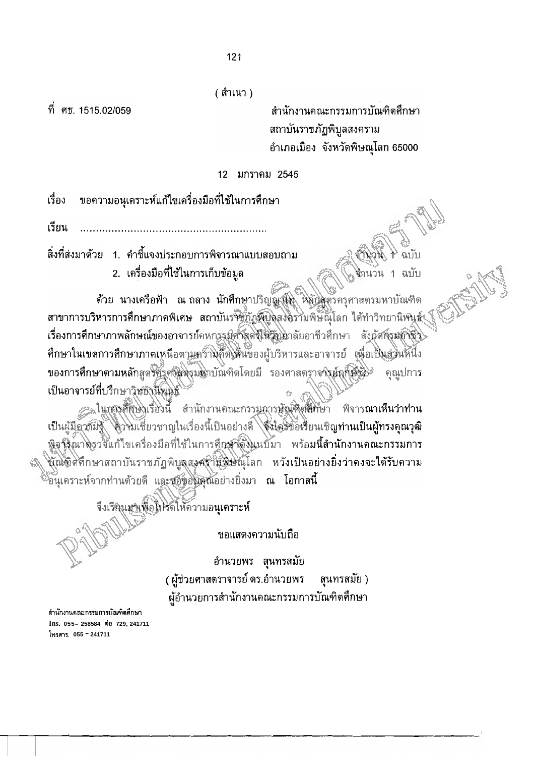( สำเนา )

ที่ ศธ. 1515.02/059

สำนักงานคณะกรรมการบัณฑิตศึกษา
สถาบันราชภัฏพิบูลสงคราม
อำเภอเมือง จังหวัดพิษณุโลก 65000

12 มกราคม 2545

เรื่อง ขอความอนุเคราะห์แก้ไขเครื่องมือที่ใช้ในการศึกษา

เรียน ..........................................................

สิ่งที่ส่งมาด้วย 1. คำชี้แจงประกอบการพิจารณาแบบสอบถาม จำนวน 1 ฉบับ
2. เครื่องมือที่ใช้ในการเก็บข้อมูล จำนวน 1 ฉบับ

ด้วย นางเครือฟ้า ณ ถลาง นักศึกษาปริญญาโท หลักสูตรครุศาสตรมหาบัณฑิต สาขาการบริหารการศึกษาภาคพิเศษ สถาบันราชภัฏพิบูลสงครามพิษณุโลก ได้ทำวิทยานิพนธ์ เรื่องการศึกษาภาพลักษณ์ของอาจารย์คหกรรมศาสตร์ในวิทยาลัยอาชีวศึกษา สังกัดกรมอาชีวศึกษาในเขตการศึกษาภาคเหนือตามความคิดเห็นของผู้บริหารและอาจารย์ เพื่อเป็นส่วนหนึ่งของการศึกษาตามหลักสูตรครุศาสตรมหาบัณฑิตโดยมี รองศาสตราจารย์ฤทธิชัย คุณูปการ เป็นอาจารย์ที่ปรึกษาวิทยานิพนธ์

ในการศึกษาเรื่องนี้ สำนักงานคณะกรรมการบัณฑิตศึกษา พิจารณาเห็นว่าท่านเป็นผู้มีความรู้ ความเชี่ยวชาญในเรื่องนี้เป็นอย่างดี จึงใคร่ขอเรียนเชิญท่านเป็นผู้ทรงคุณวุฒิพิจารณาตรวจแก้ไขเครื่องมือที่ใช้ในการศึกษาดังแนบมา พร้อมนี้สำนักงานคณะกรรมการบัณฑิตศึกษาสถาบันราชภัฏพิบูลสงครามพิษณุโลก หวังเป็นอย่างยิ่งว่าคงจะได้รับความอนุเคราะห์จากท่านด้วยดี และขอขอบคุณอย่างยิ่งมา ณ โอกาสนี้

จึงเรียนมาเพื่อโปรดให้ความอนุเคราะห์

ขอแสดงความนับถือ

อำนวยพร สุนทรสมัย
( ผู้ช่วยศาสตราจารย์ ดร.อำนวยพร สุนทรสมัย )
ผู้อำนวยการสำนักงานคณะกรรมการบัณฑิตศึกษา

สำนักงานคณะกรรมการบัณฑิตศึกษา
โทร. 055- 258584 ต่อ 729, 241711
โทรสาร. 055 – 241711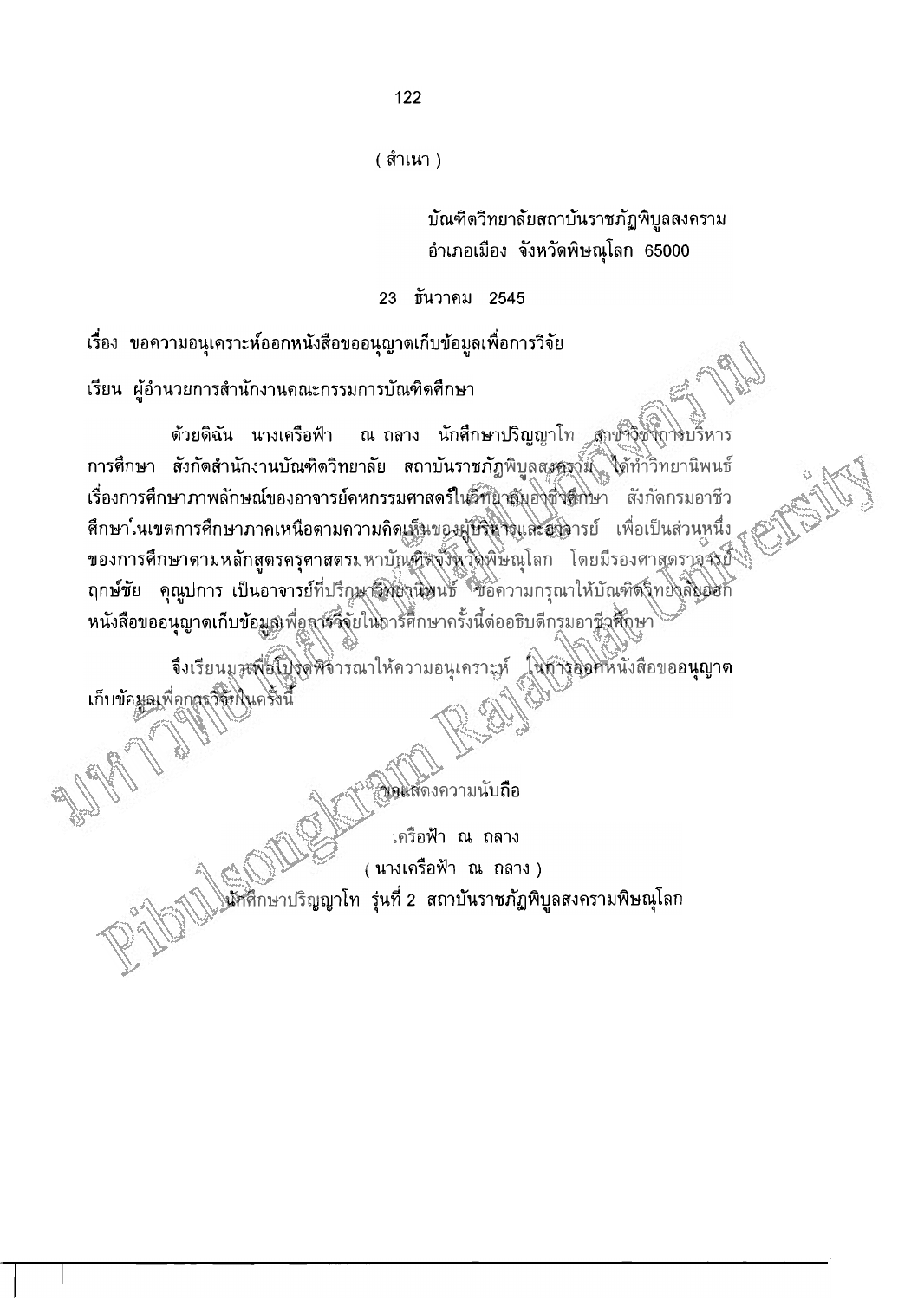( สำเนา )

บัณฑิตวิทยาลัยสถาบันราชภัฏพิบูลสงคราม
อำเภอเมือง จังหวัดพิษณุโลก 65000

23 ธันวาคม 2545

เรื่อง ขอความอนุเคราะห์ออกหนังสือขออนุญาตเก็บข้อมูลเพื่อการวิจัย

เรียน ผู้อำนวยการสำนักงานคณะกรรมการบัณฑิตศึกษา

ด้วยดิฉัน นางเครือฟ้า ณ ถลาง นักศึกษาปริญญาโท สาขาวิชาการบริหารการศึกษา สังกัดสำนักงานบัณฑิตวิทยาลัย สถาบันราชภัฏพิบูลสงคราม ได้ทำวิทยานิพนธ์ เรื่องการศึกษาภาพลักษณ์ของอาจารย์คหกรรมศาสตร์ในวิทยาลัยอาชีวศึกษา สังกัดกรมอาชีวศึกษาในเขตการศึกษาภาคเหนือตามความคิดเห็นของผู้บริหารและอาจารย์ เพื่อเป็นส่วนหนึ่งของการศึกษาตามหลักสูตรครุศาสตรมหาบัณฑิตจังหวัดพิษณุโลก โดยมีรองศาสตราจารย์ฤกษ์ชัย คุณูปการ เป็นอาจารย์ที่ปรึกษาวิทยานิพนธ์ ขอความกรุณาให้บัณฑิตวิทยาลัยออกหนังสือขออนุญาตเก็บข้อมูลเพื่อการวิจัยในการศึกษาครั้งนี้ต่ออธิบดีกรมอาชีวศึกษา

จึงเรียนมาเพื่อโปรดพิจารณาให้ความอนุเคราะห์ ในการออกหนังสือขออนุญาตเก็บข้อมูลเพื่อการวิจัยในครั้งนี้

ขอแสดงความนับถือ

เครือฟ้า ณ ถลาง
( นางเครือฟ้า ณ ถลาง )
นักศึกษาปริญญาโท รุ่นที่ 2 สถาบันราชภัฏพิบูลสงครามพิษณุโลก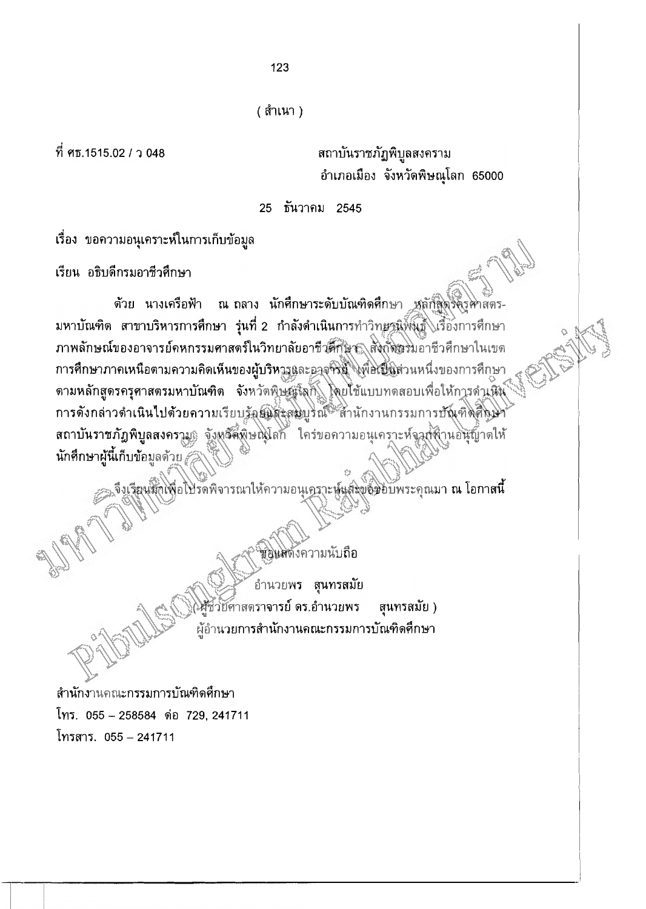( สำเนา )

ที่ ศธ.1515.02 / ว 048

สถาบันราชภัฏพิบูลสงคราม
อำเภอเมือง จังหวัดพิษณุโลก 65000

25 ธันวาคม 2545

เรื่อง ขอความอนุเคราะห์ในการเก็บข้อมูล

เรียน อธิบดีกรมอาชีวศึกษา

ด้วย นางเครือฟ้า ณ ถลาง นักศึกษาระดับบัณฑิตศึกษา หลักสูตรครุศาสตร-มหาบัณฑิต สาขาบริหารการศึกษา รุ่นที่ 2 กำลังดำเนินการทำวิทยานิพนธ์ เรื่องการศึกษาภาพลักษณ์ของอาจารย์คหกรรมศาสตร์ในวิทยาลัยอาชีวศึกษา สังกัดกรมอาชีวศึกษาในเขตการศึกษาภาคเหนือตามความคิดเห็นของผู้บริหารและอาจารย์ เพื่อเป็นส่วนหนึ่งของการศึกษาตามหลักสูตรครุศาสตรมหาบัณฑิต จังหวัดพิษณุโลก โดยใช้แบบทดสอบเพื่อให้การดำเนินการดังกล่าวดำเนินไปด้วยความเรียบร้อยและสมบูรณ์ สำนักงานกรรมการบัณฑิตศึกษา สถาบันราชภัฏพิบูลสงคราม จังหวัดพิษณุโลก ใคร่ขอความอนุเคราะห์จากท่านอนุญาตให้นักศึกษาผู้นี้เก็บข้อมูลด้วย

จึงเรียนมาเพื่อโปรดพิจารณาให้ความอนุเคราะห์และขอขอบพระคุณมา ณ โอกาสนี้

ขอแสดงความนับถือ

อำนวยพร สุนทรสมัย

( ผู้ช่วยศาสตราจารย์ ดร.อำนวยพร สุนทรสมัย )

ผู้อำนวยการสำนักงานคณะกรรมการบัณฑิตศึกษา

สำนักงานคณะกรรมการบัณฑิตศึกษา
โทร. 055 – 258584 ต่อ 729, 241711
โทรสาร. 055 – 241711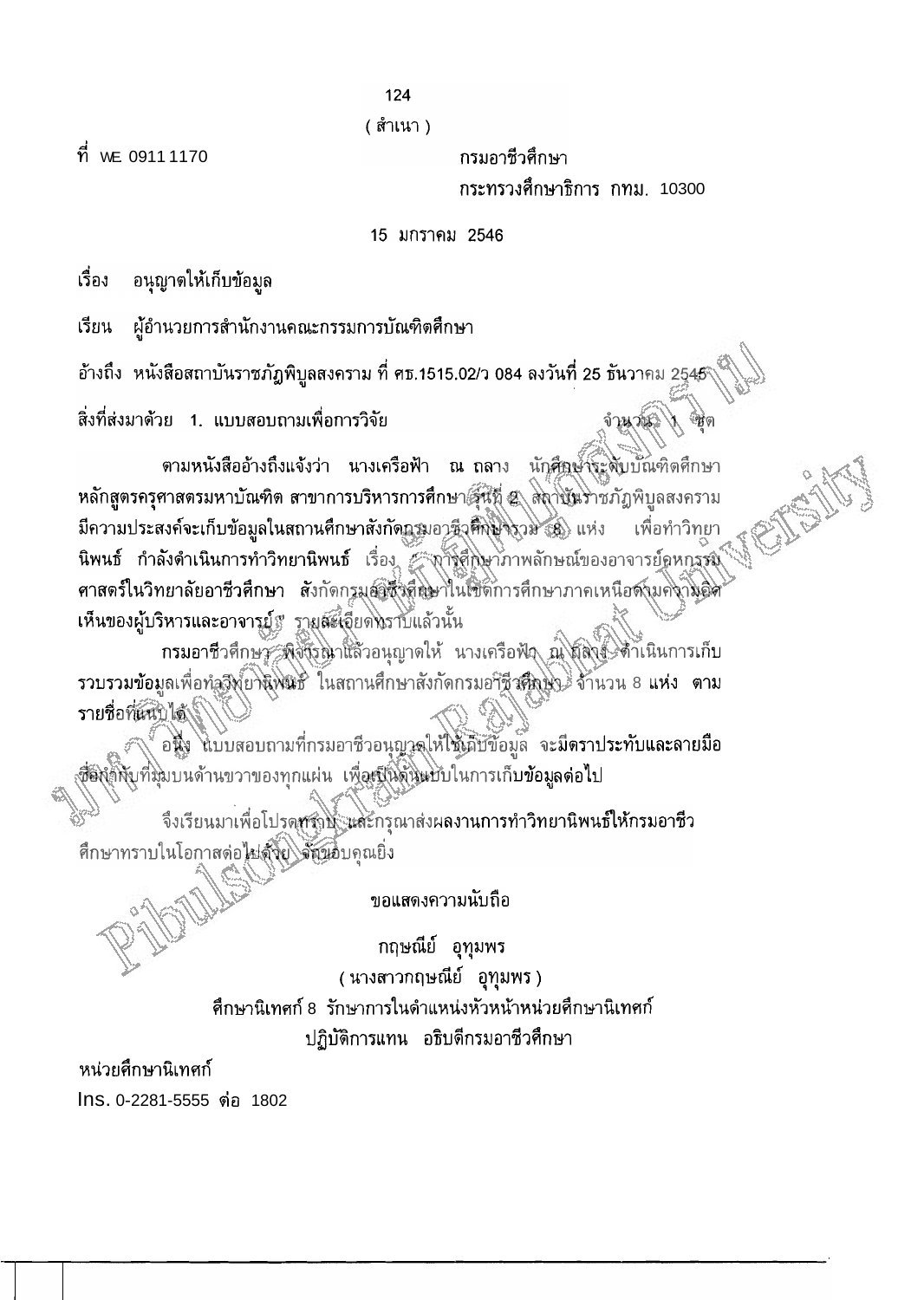( สำเนา )

ที่ ศธ 0911 1170

กรมอาชีวศึกษา
กระทรวงศึกษาธิการ กทม. 10300

15 มกราคม 2546

เรื่อง อนุญาตให้เก็บข้อมูล

เรียน ผู้อำนวยการสำนักงานคณะกรรมการบัณฑิตศึกษา

อ้างถึง หนังสือสถาบันราชภัฏพิบูลสงคราม ที่ ศธ.1515.02/ว 084 ลงวันที่ 25 ธันวาคม 2545

สิ่งที่ส่งมาด้วย 1. แบบสอบถามเพื่อการวิจัย จำนวน 1 ชุด

ตามหนังสืออ้างถึงแจ้งว่า นางเครือฟ้า ณ ถลาง นักศึกษาระดับบัณฑิตศึกษา หลักสูตรครุศาสตรมหาบัณฑิต สาขาการบริหารการศึกษา รุ่นที่ 2 สถาบันราชภัฏพิบูลสงคราม มีความประสงค์จะเก็บข้อมูลในสถานศึกษาสังกัดกรมอาชีวศึกษารวม 8 แห่ง เพื่อทำวิทยานิพนธ์ กำลังดำเนินการทำวิทยานิพนธ์ เรื่อง " การศึกษาภาพลักษณ์ของอาจารย์อุตสาหกรรมศาสตร์ในวิทยาลัยอาชีวศึกษา สังกัดกรมอาชีวศึกษาในเขตการศึกษาภาคเหนือตามความคิดเห็นของผู้บริหารและอาจารย์ " รายละเอียดทราบแล้วนั้น

กรมอาชีวศึกษา พิจารณาแล้วอนุญาตให้ นางเครือฟ้า ณ ถลาง ดำเนินการเก็บรวบรวมข้อมูลเพื่อทำวิทยานิพนธ์ ในสถานศึกษาสังกัดกรมอาชีวศึกษา จำนวน 8 แห่ง ตามรายชื่อที่แนบได้

อนึ่ง แบบสอบถามที่กรมอาชีวอนุญาตให้ใช้เก็บข้อมูล จะมีตราประทับและลายมือชื่อกำกับที่มุมบนด้านขวาของทุกแผ่น เพื่อเป็นต้นแบบในการเก็บข้อมูลต่อไป

จึงเรียนมาเพื่อโปรดทราบ และกรุณาส่งผลงานการทำวิทยานิพนธ์ให้กรมอาชีวศึกษาทราบในโอกาสต่อไปด้วย จักขอบคุณยิ่ง

ขอแสดงความนับถือ

กฤษณีย์ อุทุมพร
( นางสาวกฤษณีย์ อุทุมพร )
ศึกษานิเทศก์ 8 รักษาการในตำแหน่งหัวหน้าหน่วยศึกษานิเทศก์
ปฏิบัติการแทน อธิบดีกรมอาชีวศึกษา

หน่วยศึกษานิเทศก์
โทร. 0-2281-5555 ต่อ 1802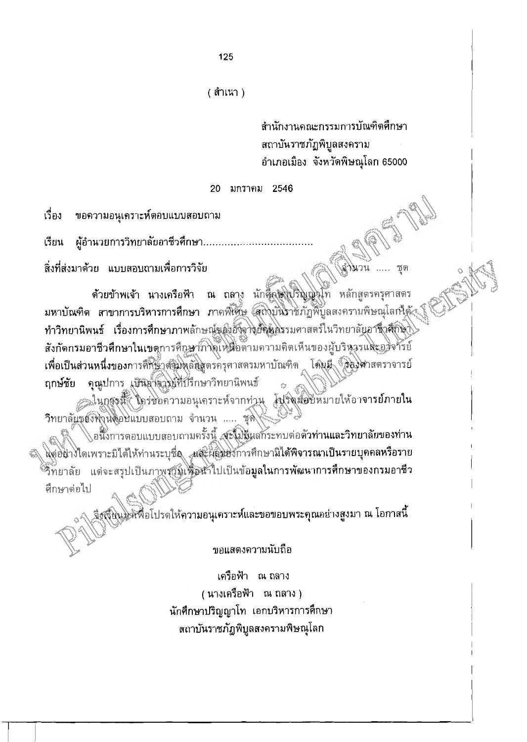( สำเนา )

สำนักงานคณะกรรมการบัณฑิตศึกษา
สถาบันราชภัฏพิบูลสงคราม
อำเภอเมือง จังหวัดพิษณุโลก 65000

20 มกราคม 2546

เรื่อง ขอความอนุเคราะห์ตอบแบบสอบถาม

เรียน ผู้อำนวยการวิทยาลัยอาชีวศึกษา....................................

สิ่งที่ส่งมาด้วย แบบสอบถามเพื่อการวิจัย จำนวน ..... ชุด

ด้วยข้าพเจ้า นางเครือฟ้า ณ ถลาง นักศึกษาปริญญาโท หลักสูตรครุศาสตรมหาบัณฑิต สาขาการบริหารการศึกษา ภาคพิเศษ สถาบันราชภัฏพิบูลสงครามพิษณุโลกได้ทำวิทยานิพนธ์ เรื่องการศึกษาภาพลักษณ์ของอาจารย์คหกรรมศาสตร์ในวิทยาลัยอาชีวศึกษาสังกัดกรมอาชีวศึกษาในเขตการศึกษาภาคเหนือตามความคิดเห็นของผู้บริหารและอาจารย์ เพื่อเป็นส่วนหนึ่งของการศึกษาตามหลักสูตรครุศาสตรมหาบัณฑิต โดยมี รองศาสตราจารย์ฤกษ์ชัย คุณูปการ เป็นอาจารย์ที่ปรึกษาวิทยานิพนธ์

ในการนี้ ใคร่ขอความอนุเคราะห์จากท่าน โปรดมอบหมายให้อาจารย์ภายในวิทยาลัยของท่านตอบแบบสอบถาม จำนวน ..... ชุด

อนึ่งการตอบแบบสอบถามครั้งนี้ จะไม่มีผลกระทบต่อตัวท่านและวิทยาลัยของท่านแต่อย่างใดเพราะมิได้ให้ท่านระบุชื่อ และผลของการศึกษามิได้พิจารณาเป็นรายบุคคลหรือรายวิทยาลัย แต่จะสรุปเป็นภาพรวมเพื่อนำไปเป็นข้อมูลในการพัฒนาการศึกษาของกรมอาชีวศึกษาต่อไป

จึงเรียนมาเพื่อโปรดให้ความอนุเคราะห์และขอขอบพระคุณอย่างสูงมา ณ โอกาสนี้

ขอแสดงความนับถือ

เครือฟ้า ณ ถลาง
( นางเครือฟ้า ณ ถลาง )
นักศึกษาปริญญาโท เอกบริหารการศึกษา
สถาบันราชภัฏพิบูลสงครามพิษณุโลก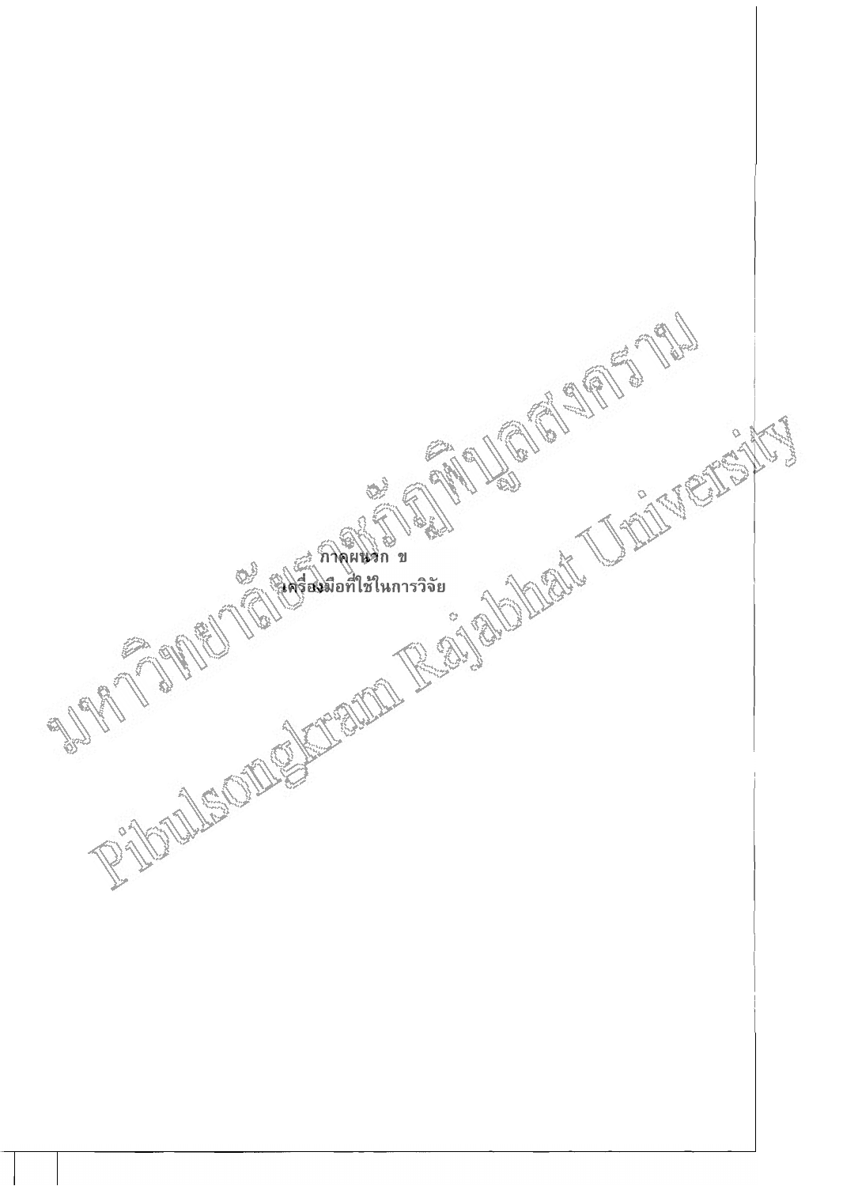# ภาคผนวก ข

## เครื่องมือที่ใช้ในการวิจัย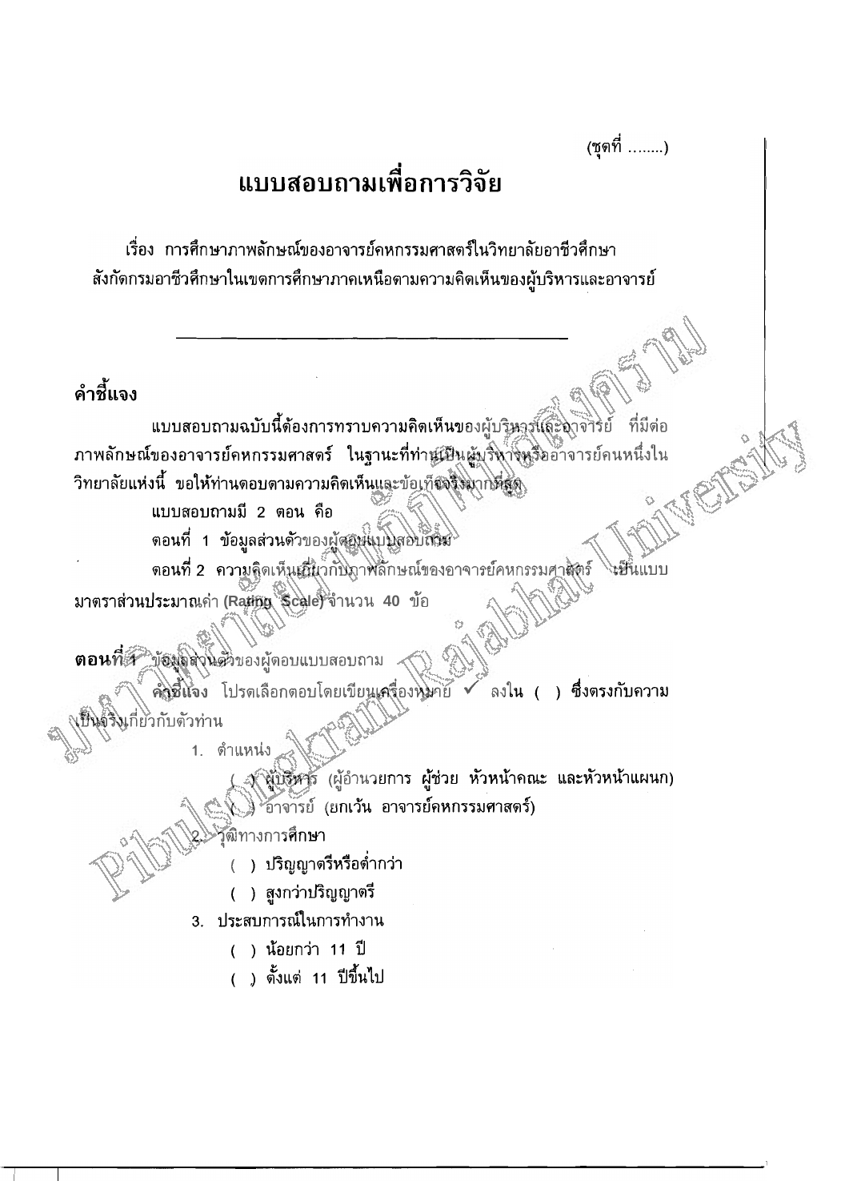(ชุดที่ ........)

# แบบสอบถามเพื่อการวิจัย

เรื่อง การศึกษาภาพลักษณ์ของอาจารย์คหกรรมศาสตร์ในวิทยาลัยอาชีวศึกษา สังกัดกรมอาชีวศึกษาในเขตการศึกษาภาคเหนือตามความคิดเห็นของผู้บริหารและอาจารย์

---

## คำชี้แจง

แบบสอบถามฉบับนี้ต้องการทราบความคิดเห็นของผู้บริหารและอาจารย์ ที่มีต่อภาพลักษณ์ของอาจารย์คหกรรมศาสตร์ ในฐานะที่ท่านเป็นผู้บริหารหรืออาจารย์คนหนึ่งในวิทยาลัยแห่งนี้ ขอให้ท่านตอบตามความคิดเห็นและข้อเท็จจริงมากที่สุด

แบบสอบถามมี 2 ตอน คือ

ตอนที่ 1 ข้อมูลส่วนตัวของผู้ตอบแบบสอบถาม

ตอนที่ 2 ความคิดเห็นเกี่ยวกับภาพลักษณ์ของอาจารย์คหกรรมศาสตร์ เป็นแบบมาตราส่วนประมาณค่า (Rating Scale) จำนวน 40 ข้อ

**ตอนที่ 1** ข้อมูลส่วนตัวของผู้ตอบแบบสอบถาม

**คำชี้แจง** โปรดเลือกตอบโดยเขียนเครื่องหมาย ✓ ลงใน ( ) ซึ่งตรงกับความเป็นจริงเกี่ยวกับตัวท่าน

1. ตำแหน่ง
   - ( ) ผู้บริหาร (ผู้อำนวยการ ผู้ช่วย หัวหน้าคณะ และหัวหน้าแผนก)
   - ( ) อาจารย์ (ยกเว้น อาจารย์คหกรรมศาสตร์)
2. วุฒิทางการศึกษา
   - ( ) ปริญญาตรีหรือต่ำกว่า
   - ( ) สูงกว่าปริญญาตรี
3. ประสบการณ์ในการทำงาน
   - ( ) น้อยกว่า 11 ปี
   - ( ) ตั้งแต่ 11 ปีขึ้นไป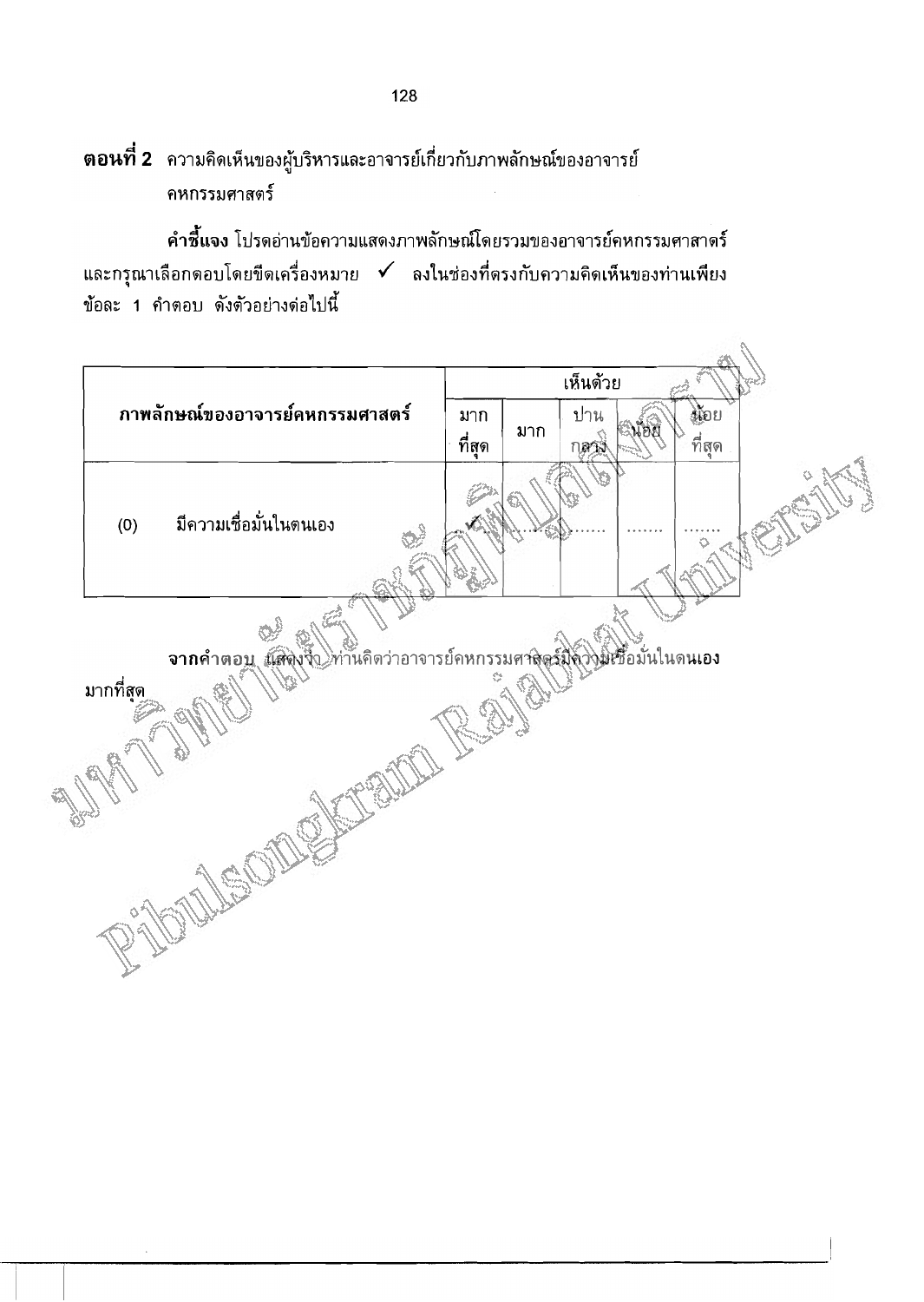**ตอนที่ 2** ความคิดเห็นของผู้บริหารและอาจารย์เกี่ยวกับภาพลักษณ์ของอาจารย์คหกรรมศาสตร์

**คำชี้แจง** โปรดอ่านข้อความแสดงภาพลักษณ์โดยรวมของอาจารย์คหกรรมศาสาตร์ และกรุณาเลือกตอบโดยขีดเครื่องหมาย ✓ ลงในช่องที่ตรงกับความคิดเห็นของท่านเพียงข้อละ 1 คำตอบ ดังตัวอย่างต่อไปนี้

| ภาพลักษณ์ของอาจารย์คหกรรมศาสตร์ | เห็นด้วย | | | | |
|---|---|---|---|---|---|
| | มากที่สุด | มาก | ปานกลาง | น้อย | น้อยที่สุด |
| (0) มีความเชื่อมั่นในตนเอง | ✓ | ....... | ....... | ....... | ....... |

**จาก**คำตอบ แสดงว่า ท่านคิดว่าอาจารย์คหกรรมศาสตร์มีความเชื่อมั่นในตนเองมากที่สุด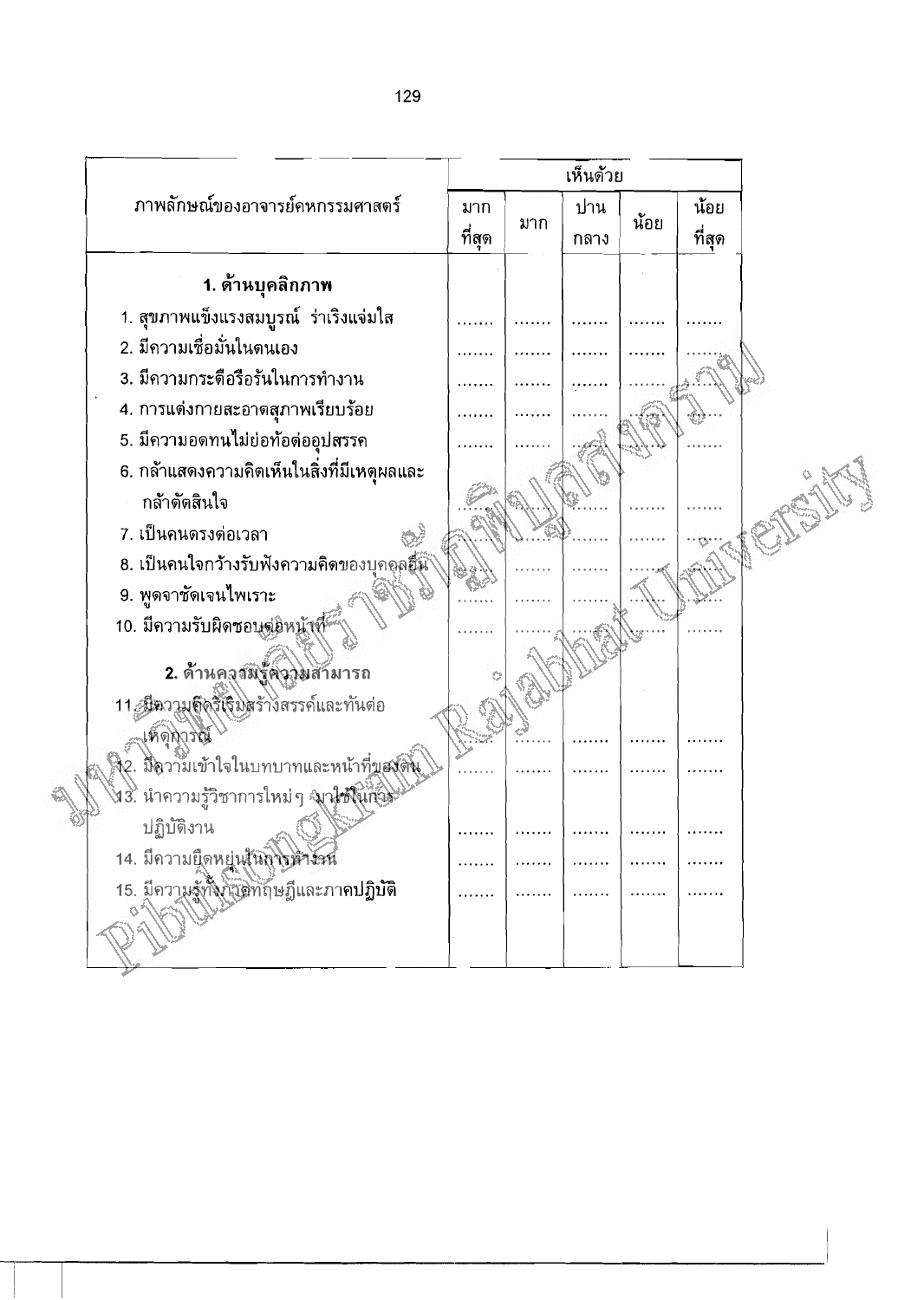| ภาพลักษณ์ของอาจารย์คหกรรมศาสตร์ | เห็นด้วย | | | | |
|---|---|---|---|---|---|
| | มากที่สุด | มาก | ปานกลาง | น้อย | น้อยที่สุด |
| **1. ด้านบุคลิกภาพ** | | | | | |
| 1. สุขภาพแข็งแรงสมบูรณ์ ร่าเริงแจ่มใส | ....... | ....... | ....... | ....... | ....... |
| 2. มีความเชื่อมั่นในตนเอง | ....... | ....... | ....... | ....... | ....... |
| 3. มีความกระตือรือร้นในการทำงาน | ....... | ....... | ....... | ....... | ....... |
| 4. การแต่งกายสะอาดสุภาพเรียบร้อย | ....... | ....... | ....... | ....... | ....... |
| 5. มีความอดทนไม่ย่อท้อต่ออุปสรรค | ....... | ....... | ....... | ....... | ....... |
| 6. กล้าแสดงความคิดเห็นในสิ่งที่มีเหตุผลและกล้าตัดสินใจ | ....... | ....... | ....... | ....... | ....... |
| 7. เป็นคนตรงต่อเวลา | ....... | ....... | ....... | ....... | ....... |
| 8. เป็นคนใจกว้างรับฟังความคิดของบุคคลอื่น | ....... | ....... | ....... | ....... | ....... |
| 9. พูดจาชัดเจนไพเราะ | ....... | ....... | ....... | ....... | ....... |
| 10. มีความรับผิดชอบต่อหน้าที่ | ....... | ....... | ....... | ....... | ....... |
| **2. ด้านความรู้ความสามารถ** | | | | | |
| 11. มีความคิดริเริ่มสร้างสรรค์และทันต่อเหตุการณ์ | ....... | ....... | ....... | ....... | ....... |
| 12. มีความเข้าใจในบทบาทและหน้าที่ของตน | ....... | ....... | ....... | ....... | ....... |
| 13. นำความรู้วิชาการใหม่ๆ มาใช้ในการปฏิบัติงาน | ....... | ....... | ....... | ....... | ....... |
| 14. มีความยืดหยุ่นในการทำงาน | ....... | ....... | ....... | ....... | ....... |
| 15. มีความรู้ทั้งภาคทฤษฎีและภาคปฏิบัติ | ....... | ....... | ....... | ....... | ....... |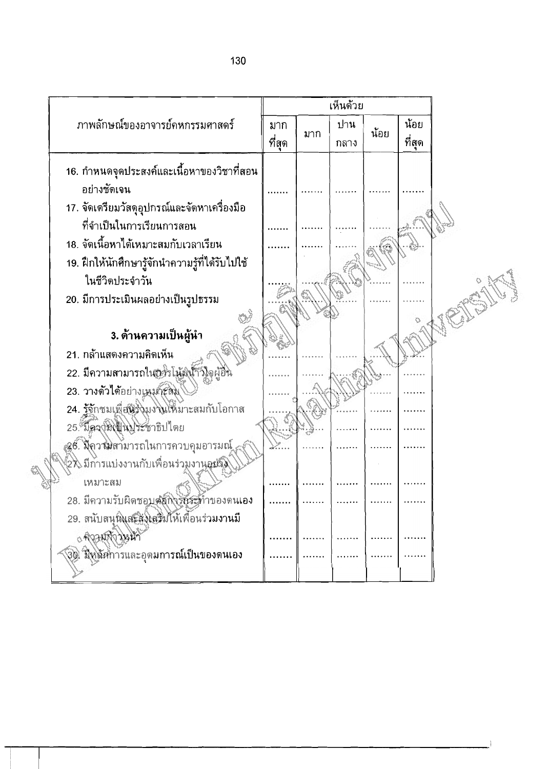| ภาพลักษณ์ของอาจารย์คหกรรมศาสตร์ | เห็นด้วย | | | | |
|---|---|---|---|---|---|
| | มากที่สุด | มาก | ปานกลาง | น้อย | น้อยที่สุด |
| 16. กำหนดจุดประสงค์และเนื้อหาของวิชาที่สอนอย่างชัดเจน | ....... | ....... | ....... | ....... | ....... |
| 17. จัดเตรียมวัสดุอุปกรณ์และจัดหาเครื่องมือที่จำเป็นในการเรียนการสอน | ....... | ....... | ....... | ....... | ....... |
| 18. จัดเนื้อหาได้เหมาะสมกับเวลาเรียน | ....... | ....... | ....... | ....... | ....... |
| 19. ฝึกให้นักศึกษารู้จักนำความรู้ที่ได้รับไปใช้ในชีวิตประจำวัน | ....... | ....... | ....... | ....... | ....... |
| 20. มีการประเมินผลอย่างเป็นรูปธรรม | ....... | ....... | ....... | ....... | ....... |
| **3. ด้านความเป็นผู้นำ** | | | | | |
| 21. กล้าแสดงความคิดเห็น | ....... | ....... | ....... | ....... | ....... |
| 22. มีความสามารถในการโน้มน้าวใจผู้อื่น | ....... | ....... | ....... | ....... | ....... |
| 23. วางตัวได้อย่างเหมาะสม | ....... | ....... | ....... | ....... | ....... |
| 24. รู้จักชมเพื่อนร่วมงานเหมาะสมกับโอกาส | ....... | ....... | ....... | ....... | ....... |
| 25. มีความเป็นประชาธิปไตย | ....... | ....... | ....... | ....... | ....... |
| 26. มีความสามารถในการควบคุมอารมณ์ | ....... | ....... | ....... | ....... | ....... |
| 27. มีการแบ่งงานกับเพื่อนร่วมงานอย่างเหมาะสม | ....... | ....... | ....... | ....... | ....... |
| 28. มีความรับผิดชอบต่อการกระทำของตนเอง | ....... | ....... | ....... | ....... | ....... |
| 29. สนับสนุนและส่งเสริมให้เพื่อนร่วมงานมีความก้าวหน้า | ....... | ....... | ....... | ....... | ....... |
| 30. มีหลักการและอุดมการณ์เป็นของตนเอง | ....... | ....... | ....... | ....... | ....... |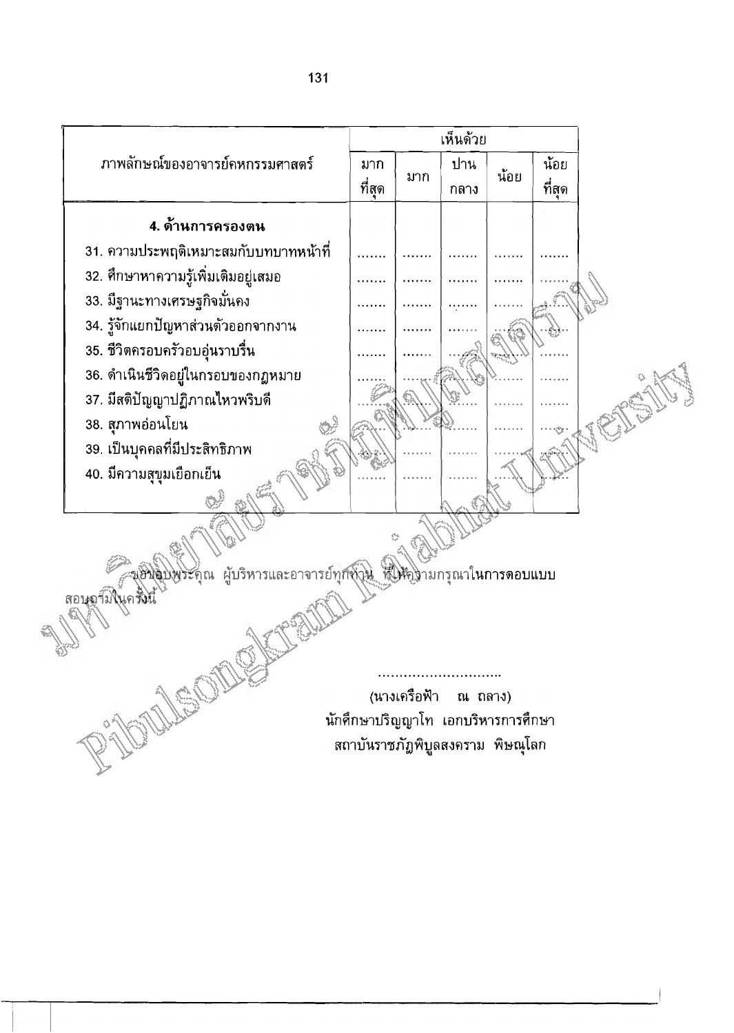| ภาพลักษณ์ของอาจารย์คหกรรมศาสตร์ | เห็นด้วย | | | | |
|---|---|---|---|---|---|
| | มากที่สุด | มาก | ปานกลาง | น้อย | น้อยที่สุด |
| **4. ด้านการครองตน** | | | | | |
| 31. ความประพฤติเหมาะสมกับบทบาทหน้าที่ | ....... | ....... | ....... | ....... | ....... |
| 32. ศึกษาหาความรู้เพิ่มเติมอยู่เสมอ | ....... | ....... | ....... | ....... | ....... |
| 33. มีฐานะทางเศรษฐกิจมั่นคง | ....... | ....... | ....... | ....... | ....... |
| 34. รู้จักแยกปัญหาส่วนตัวออกจากงาน | ....... | ....... | ....... | ....... | ....... |
| 35. ชีวิตครอบครัวอบอุ่นราบรื่น | ....... | ....... | ....... | ....... | ....... |
| 36. ดำเนินชีวิตอยู่ในกรอบของกฎหมาย | ....... | ....... | ....... | ....... | ....... |
| 37. มีสติปัญญาปฏิภาณไหวพริบดี | ....... | ....... | ....... | ....... | ....... |
| 38. สุภาพอ่อนโยน | ....... | ....... | ....... | ....... | ....... |
| 39. เป็นบุคคลที่มีประสิทธิภาพ | ....... | ....... | ....... | ....... | ....... |
| 40. มีความสุขุมเยือกเย็น | ....... | ....... | ....... | ....... | ....... |

ขอขอบพระคุณ ผู้บริหารและอาจารย์ทุกท่าน ที่ให้ความกรุณาในการตอบแบบสอบถามในครั้งนี้

..............................

(นางเครือฟ้า ณ ถลาง)

นักศึกษาปริญญาโท เอกบริหารการศึกษา

สถาบันราชภัฏพิบูลสงคราม พิษณุโลก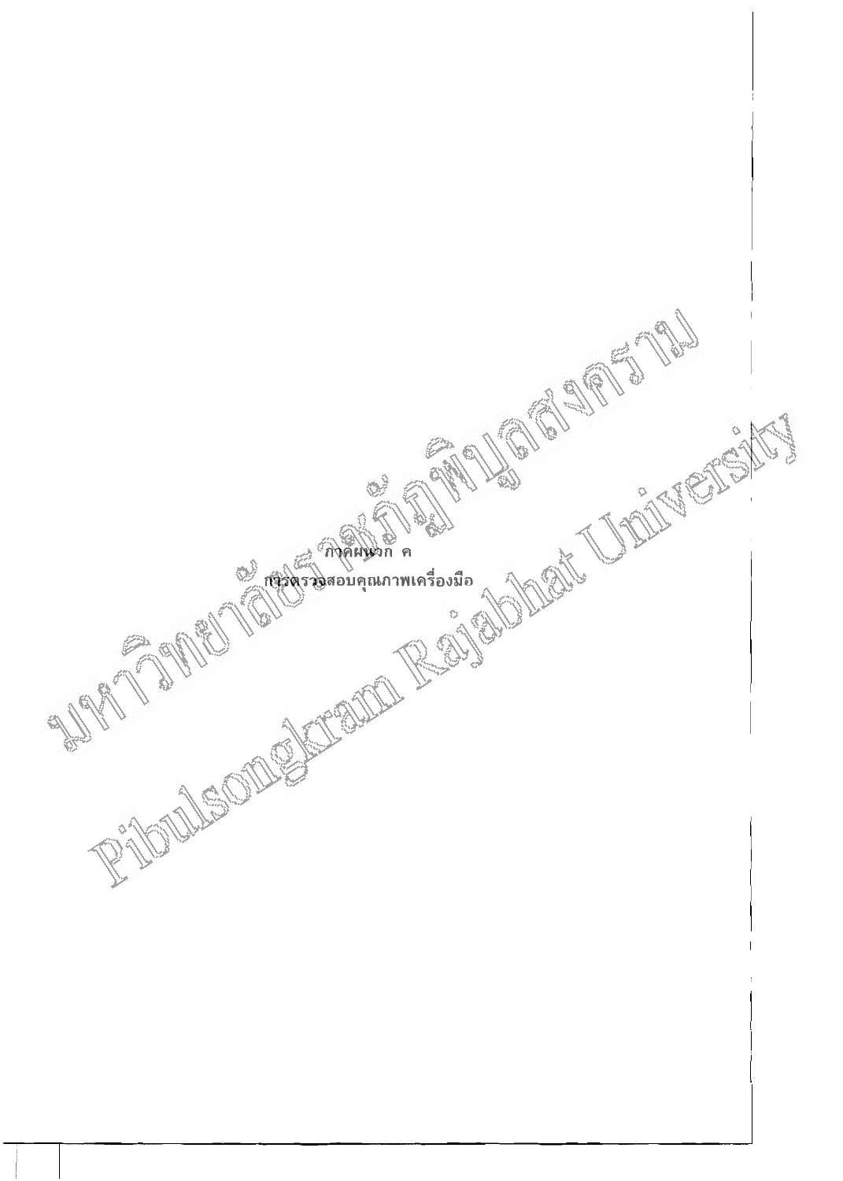# ภาคผนวก ค

## การตรวจสอบคุณภาพเครื่องมือ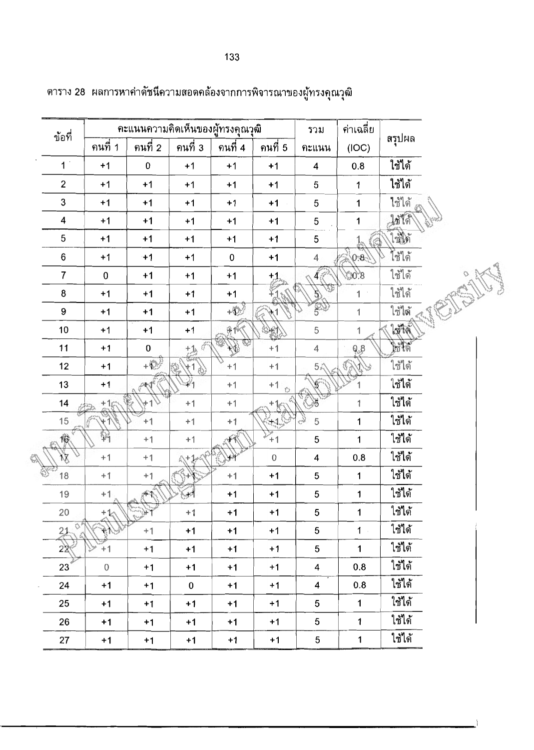ตาราง 28 ผลการหาค่าดัชนีความสอดคล้องจากการพิจารณาของผู้ทรงคุณวุฒิ

| ข้อที่ | คะแนนความคิดเห็นของผู้ทรงคุณวุฒิ | | | | | รวม | ค่าเฉลี่ย | สรุปผล |
|---|---|---|---|---|---|---|---|---|
| | คนที่ 1 | คนที่ 2 | คนที่ 3 | คนที่ 4 | คนที่ 5 | คะแนน | (IOC) | |
| 1 | +1 | 0 | +1 | +1 | +1 | 4 | 0.8 | ใช้ได้ |
| 2 | +1 | +1 | +1 | +1 | +1 | 5 | 1 | ใช้ได้ |
| 3 | +1 | +1 | +1 | +1 | +1 | 5 | 1 | ใช้ได้ |
| 4 | +1 | +1 | +1 | +1 | +1 | 5 | 1 | ใช้ได้ |
| 5 | +1 | +1 | +1 | +1 | +1 | 5 | 1 | ใช้ได้ |
| 6 | +1 | +1 | +1 | 0 | +1 | 4 | 0.8 | ใช้ได้ |
| 7 | 0 | +1 | +1 | +1 | +1 | 4 | 0.8 | ใช้ได้ |
| 8 | +1 | +1 | +1 | +1 | +1 | 5 | 1 | ใช้ได้ |
| 9 | +1 | +1 | +1 | +1 | +1 | 5 | 1 | ใช้ได้ |
| 10 | +1 | +1 | +1 | +1 | +1 | 5 | 1 | ใช้ได้ |
| 11 | +1 | 0 | +1 | +1 | +1 | 4 | 0.8 | ใช้ได้ |
| 12 | +1 | +1 | +1 | +1 | +1 | 5 | 1 | ใช้ได้ |
| 13 | +1 | +1 | +1 | +1 | +1 | 5 | 1 | ใช้ได้ |
| 14 | +1 | +1 | +1 | +1 | +1 | 5 | 1 | ใช้ได้ |
| 15 | +1 | +1 | +1 | +1 | +1 | 5 | 1 | ใช้ได้ |
| 16 | +1 | +1 | +1 | +1 | +1 | 5 | 1 | ใช้ได้ |
| 17 | +1 | +1 | +1 | +1 | 0 | 4 | 0.8 | ใช้ได้ |
| 18 | +1 | +1 | +1 | +1 | +1 | 5 | 1 | ใช้ได้ |
| 19 | +1 | +1 | +1 | +1 | +1 | 5 | 1 | ใช้ได้ |
| 20 | +1 | +1 | +1 | +1 | +1 | 5 | 1 | ใช้ได้ |
| 21 | +1 | +1 | +1 | +1 | +1 | 5 | 1 | ใช้ได้ |
| 22 | +1 | +1 | +1 | +1 | +1 | 5 | 1 | ใช้ได้ |
| 23 | 0 | +1 | +1 | +1 | +1 | 4 | 0.8 | ใช้ได้ |
| 24 | +1 | +1 | 0 | +1 | +1 | 4 | 0.8 | ใช้ได้ |
| 25 | +1 | +1 | +1 | +1 | +1 | 5 | 1 | ใช้ได้ |
| 26 | +1 | +1 | +1 | +1 | +1 | 5 | 1 | ใช้ได้ |
| 27 | +1 | +1 | +1 | +1 | +1 | 5 | 1 | ใช้ได้ |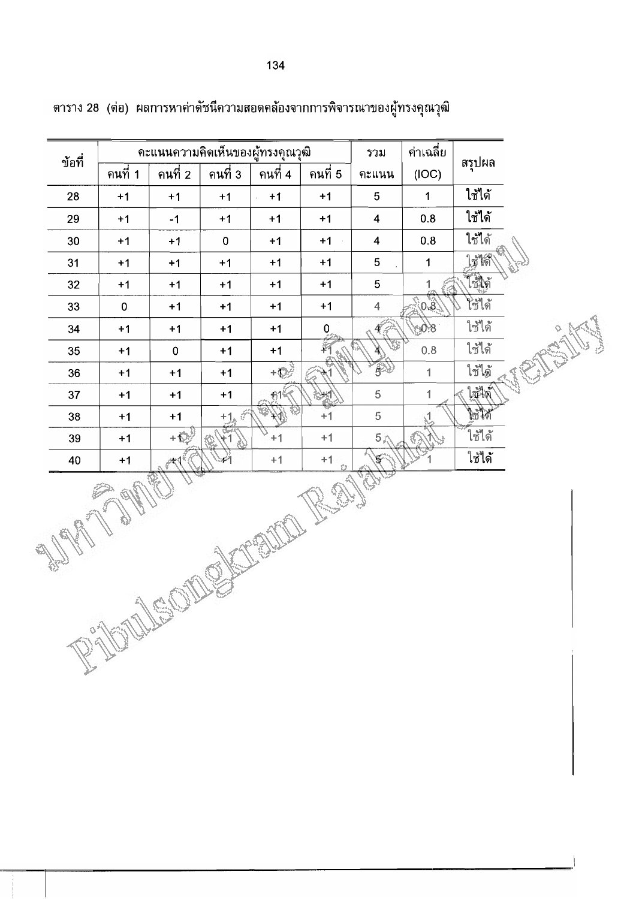ตาราง 28 (ต่อ) ผลการหาค่าดัชนีความสอดคล้องจากการพิจารณาของผู้ทรงคุณวุฒิ

| ข้อที่ | คะแนนความคิดเห็นของผู้ทรงคุณวุฒิ | | | | | รวม | ค่าเฉลี่ย | สรุปผล |
|---|---|---|---|---|---|---|---|---|
| | คนที่ 1 | คนที่ 2 | คนที่ 3 | คนที่ 4 | คนที่ 5 | คะแนน | (IOC) | |
| 28 | +1 | +1 | +1 | +1 | +1 | 5 | 1 | ใช้ได้ |
| 29 | +1 | -1 | +1 | +1 | +1 | 4 | 0.8 | ใช้ได้ |
| 30 | +1 | +1 | 0 | +1 | +1 | 4 | 0.8 | ใช้ได้ |
| 31 | +1 | +1 | +1 | +1 | +1 | 5 | 1 | ใช้ได้ |
| 32 | +1 | +1 | +1 | +1 | +1 | 5 | 1 | ใช้ได้ |
| 33 | 0 | +1 | +1 | +1 | +1 | 4 | 0.8 | ใช้ได้ |
| 34 | +1 | +1 | +1 | +1 | 0 | 4 | 0.8 | ใช้ได้ |
| 35 | +1 | 0 | +1 | +1 | +1 | 4 | 0.8 | ใช้ได้ |
| 36 | +1 | +1 | +1 | +1 | +1 | 5 | 1 | ใช้ได้ |
| 37 | +1 | +1 | +1 | +1 | +1 | 5 | 1 | ใช้ได้ |
| 38 | +1 | +1 | +1 | +1 | +1 | 5 | 1 | ใช้ได้ |
| 39 | +1 | +1 | +1 | +1 | +1 | 5 | 1 | ใช้ได้ |
| 40 | +1 | +1 | +1 | +1 | +1 | 5 | 1 | ใช้ได้ |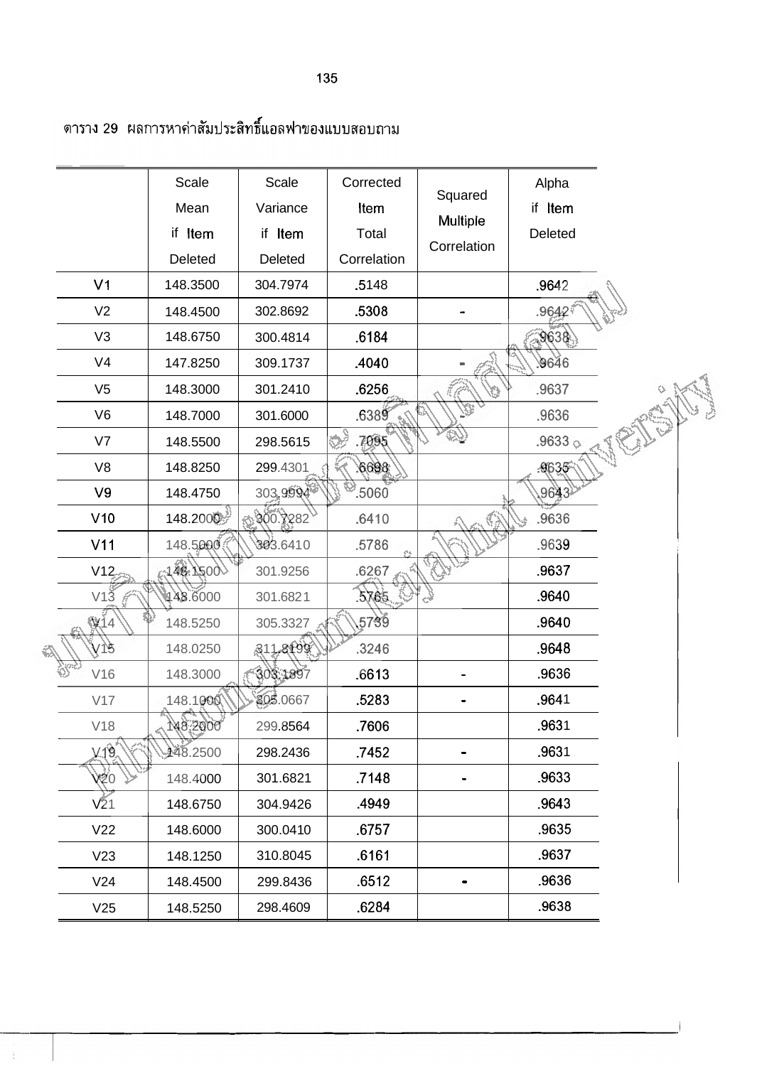ตาราง 29 ผลการหาค่าสัมประสิทธิ์แอลฟาของแบบสอบถาม

| | Scale Mean if Item Deleted | Scale Variance if Item Deleted | Corrected Item Total Correlation | Squared Multiple Correlation | Alpha if Item Deleted |
|---|---|---|---|---|---|
| V1 | 148.3500 | 304.7974 | .5148 | | .9642 |
| V2 | 148.4500 | 302.8692 | .5308 | - | .9642 |
| V3 | 148.6750 | 300.4814 | .6184 | | .9638 |
| V4 | 147.8250 | 309.1737 | .4040 | - | .9646 |
| V5 | 148.3000 | 301.2410 | .6256 | | .9637 |
| V6 | 148.7000 | 301.6000 | .6389 | - | .9636 |
| V7 | 148.5500 | 298.5615 | .7095 | - | .9633 |
| V8 | 148.8250 | 299.4301 | .6698 | | .9635 |
| V9 | 148.4750 | 303.9994 | .5060 | | .9643 |
| V10 | 148.2000 | 300.7282 | .6410 | | .9636 |
| V11 | 148.5000 | 303.6410 | .5786 | | .9639 |
| V12 | 148.1500 | 301.9256 | .6267 | | .9637 |
| V13 | 148.6000 | 301.6821 | .5765 | | .9640 |
| V14 | 148.5250 | 305.3327 | .5739 | | .9640 |
| V15 | 148.0250 | 311.8199 | .3246 | | .9648 |
| V16 | 148.3000 | 303.1897 | .6613 | - | .9636 |
| V17 | 148.1000 | 305.0667 | .5283 | - | .9641 |
| V18 | 148.2000 | 299.8564 | .7606 | | .9631 |
| V19 | 148.2500 | 298.2436 | .7452 | - | .9631 |
| V20 | 148.4000 | 301.6821 | .7148 | - | .9633 |
| V21 | 148.6750 | 304.9426 | .4949 | | .9643 |
| V22 | 148.6000 | 300.0410 | .6757 | | .9635 |
| V23 | 148.1250 | 310.8045 | .6161 | | .9637 |
| V24 | 148.4500 | 299.8436 | .6512 | - | .9636 |
| V25 | 148.5250 | 298.4609 | .6284 | | .9638 |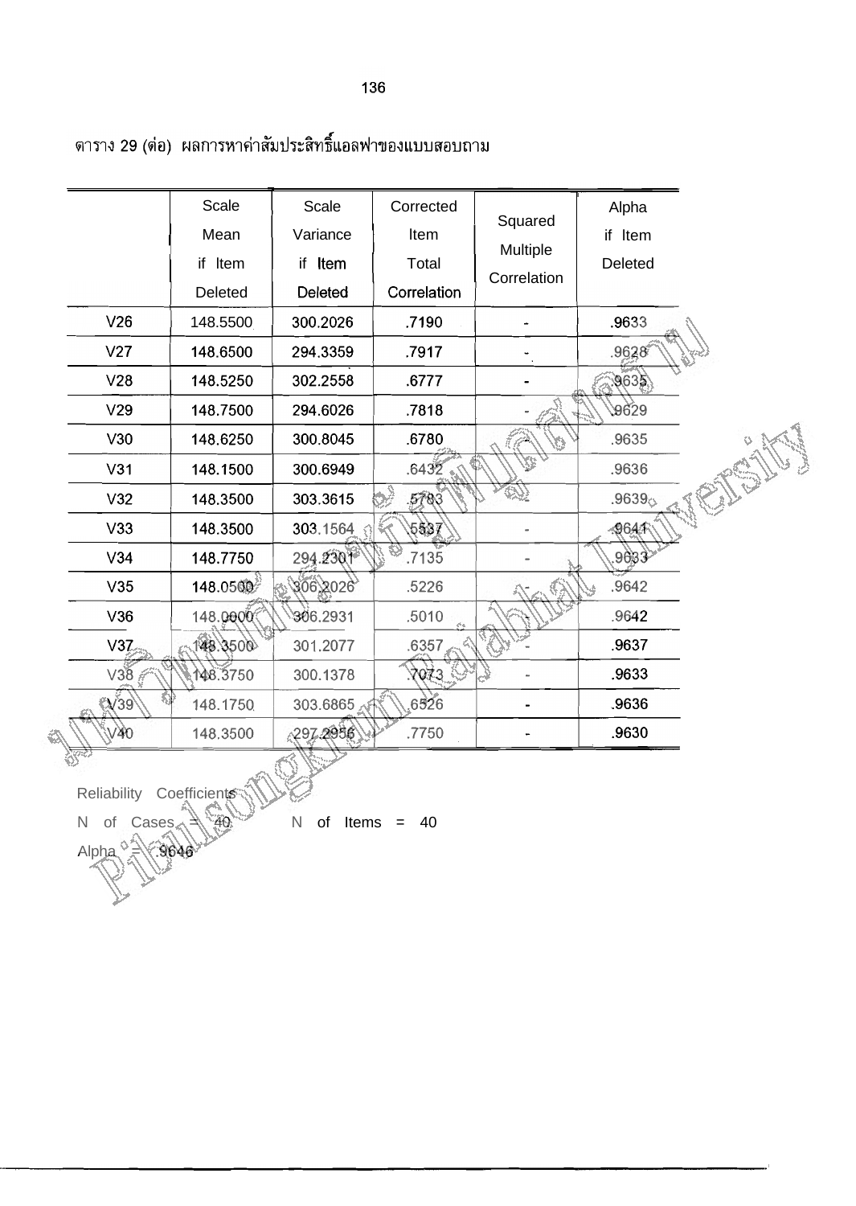ตาราง 29 (ต่อ) ผลการหาค่าสัมประสิทธิ์แอลฟาของแบบสอบถาม

| | Scale Mean if Item Deleted | Scale Variance if Item Deleted | Corrected Item Total Correlation | Squared Multiple Correlation | Alpha if Item Deleted |
|---|---|---|---|---|---|
| V26 | 148.5500 | 300.2026 | .7190 | - | .9633 |
| V27 | 148.6500 | 294.3359 | .7917 | - | .9628 |
| V28 | 148.5250 | 302.2558 | .6777 | - | .9635 |
| V29 | 148.7500 | 294.6026 | .7818 | - | .9629 |
| V30 | 148.6250 | 300.8045 | .6780 | - | .9635 |
| V31 | 148.1500 | 300.6949 | .6432 | - | .9636 |
| V32 | 148.3500 | 303.3615 | .5783 | - | .9639 |
| V33 | 148.3500 | 303.1564 | .5537 | - | .9641 |
| V34 | 148.7750 | 294.2301 | .7135 | - | .9633 |
| V35 | 148.0500 | 306.2026 | .5226 | - | .9642 |
| V36 | 148.0000 | 306.2931 | .5010 | - | .9642 |
| V37 | 148.3500 | 301.2077 | .6357 | - | .9637 |
| V38 | 148.3750 | 300.1378 | .7073 | - | .9633 |
| V39 | 148.1750 | 303.6865 | .6526 | - | .9636 |
| V40 | 148.3500 | 297.2956 | .7750 | - | .9630 |

Reliability Coefficients

N of Cases = 40 N of Items = 40

Alpha = .9646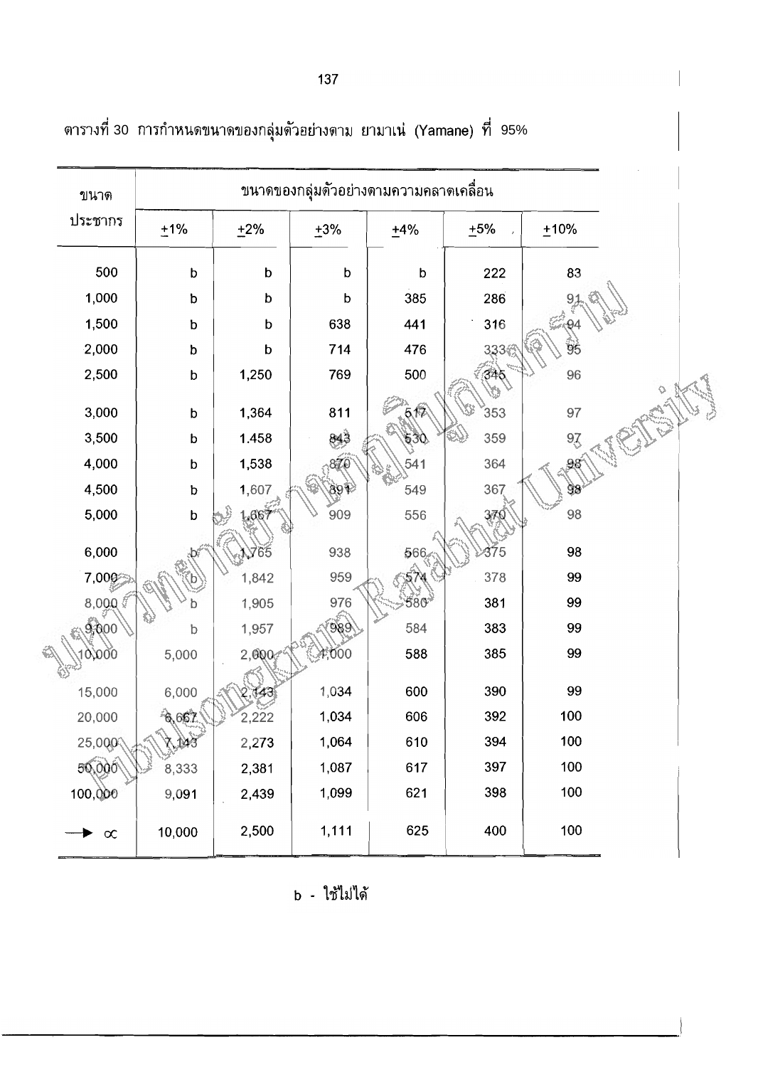ตารางที่ 30 การกำหนดขนาดของกลุ่มตัวอย่างตาม ยามาเน่ (Yamane) ที่ 95%

| ขนาดประชากร | ขนาดของกลุ่มตัวอย่างตามความคลาดเคลื่อน | | | | | |
|---|---|---|---|---|---|---|
| | ±1% | ±2% | ±3% | ±4% | ±5% | ±10% |
| 500 | b | b | b | b | 222 | 83 |
| 1,000 | b | b | b | 385 | 286 | 91 |
| 1,500 | b | b | 638 | 441 | 316 | 94 |
| 2,000 | b | b | 714 | 476 | 333 | 95 |
| 2,500 | b | 1,250 | 769 | 500 | 345 | 96 |
| 3,000 | b | 1,364 | 811 | 517 | 353 | 97 |
| 3,500 | b | 1.458 | 843 | 530 | 359 | 97 |
| 4,000 | b | 1,538 | 870 | 541 | 364 | 98 |
| 4,500 | b | 1,607 | 891 | 549 | 367 | 98 |
| 5,000 | b | 1,667 | 909 | 556 | 370 | 98 |
| 6,000 | b | 1,765 | 938 | 566 | 375 | 98 |
| 7,000 | b | 1,842 | 959 | 574 | 378 | 99 |
| 8,000 | b | 1,905 | 976 | 580 | 381 | 99 |
| 9,000 | b | 1,957 | 989 | 584 | 383 | 99 |
| 10,000 | 5,000 | 2,000 | 1,000 | 588 | 385 | 99 |
| 15,000 | 6,000 | 2,143 | 1,034 | 600 | 390 | 99 |
| 20,000 | 6,667 | 2,222 | 1,034 | 606 | 392 | 100 |
| 25,000 | 7,143 | 2,273 | 1,064 | 610 | 394 | 100 |
| 50,000 | 8,333 | 2,381 | 1,087 | 617 | 397 | 100 |
| 100,000 | 9,091 | 2,439 | 1,099 | 621 | 398 | 100 |
| → ∞ | 10,000 | 2,500 | 1,111 | 625 | 400 | 100 |

b - ใช้ไม่ได้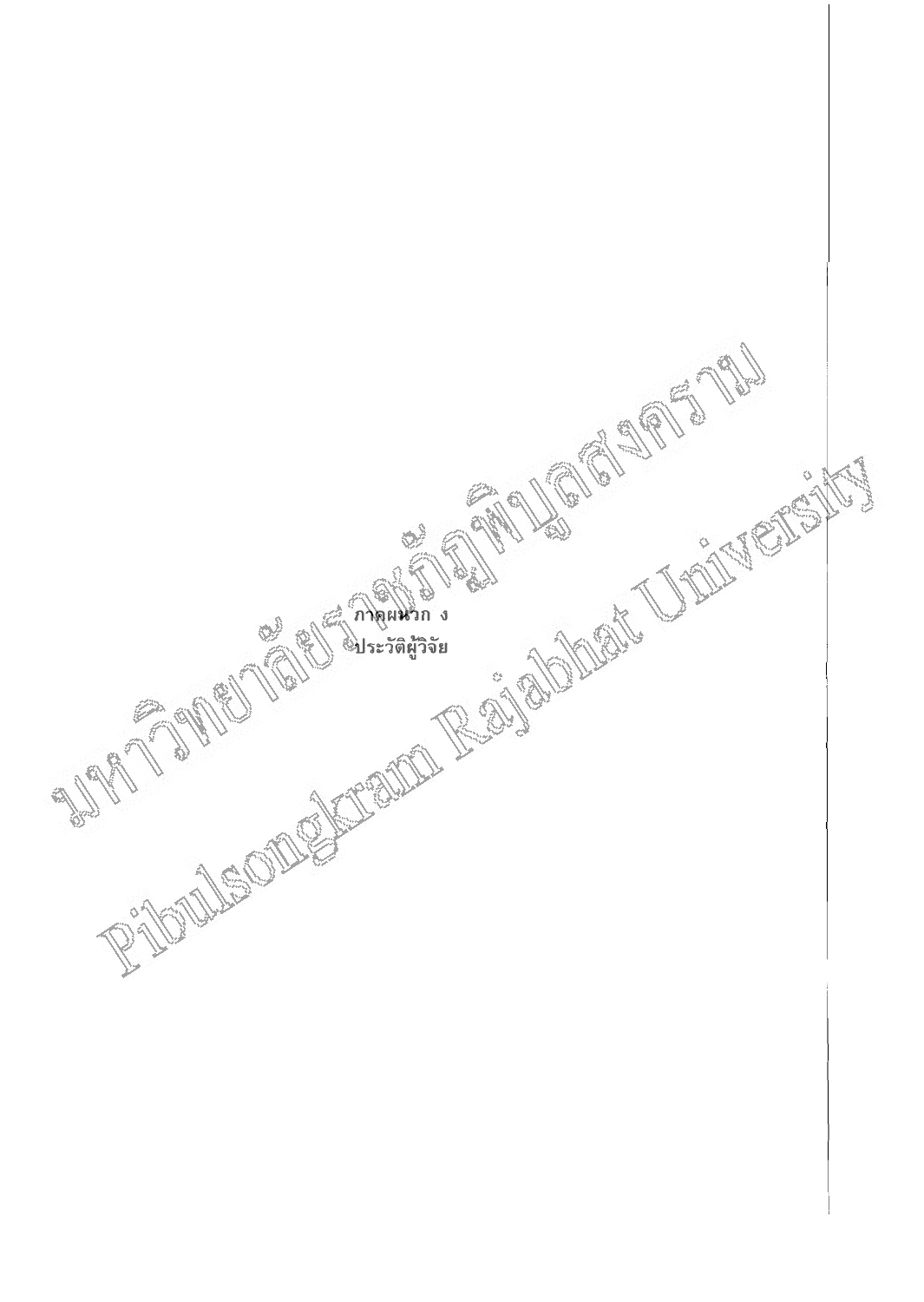# ภาคผนวก ง
# ประวัติผู้วิจัย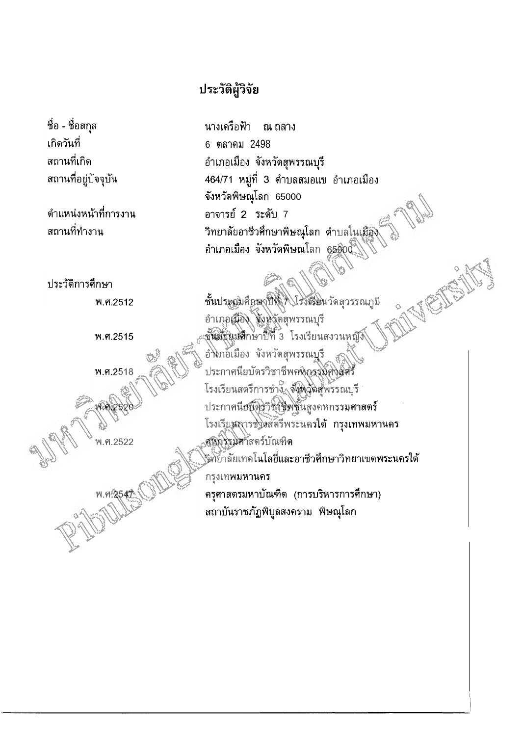# ประวัติผู้วิจัย

| | |
|---|---|
| ชื่อ - ชื่อสกุล | นางเครือฟ้า ณ ถลาง |
| เกิดวันที่ | 6 ตลาคม 2498 |
| สถานที่เกิด | อำเภอเมือง จังหวัดสุพรรณบุรี |
| สถานที่อยู่ปัจจุบัน | 464/71 หมู่ที่ 3 ตำบลสมอแข อำเภอเมือง จังหวัดพิษณุโลก 65000 |
| ตำแหน่งหน้าที่การงาน | อาจารย์ 2 ระดับ 7 |
| สถานที่ทำงาน | วิทยาลัยอาชีวศึกษาพิษณุโลก ตำบลในเมือง อำเภอเมือง จังหวัดพิษณุโลก 65000 |

ประวัติการศึกษา

| | |
|---|---|
| พ.ศ.2512 | ชั้นประถมศึกษาปีที่ 7 โรงเรียนวัดสุวรรณภูมิ อำเภอเมือง จังหวัดสุพรรณบุรี |
| พ.ศ.2515 | ชั้นมัธยมศึกษาปีที่ 3 โรงเรียนสงวนหญิง อำเภอเมือง จังหวัดสุพรรณบุรี |
| พ.ศ.2518 | ประกาศนียบัตรวิชาชีพคหกรรมศาสตร์ โรงเรียนสตรีการช่าง จังหวัดสุพรรณบุรี |
| พ.ศ.2520 | ประกาศนียบัตรวิชาชีพชั้นสูงคหกรรมศาสตร์ โรงเรียนการช่างสตรีพระนครใต้ กรุงเทพมหานคร |
| พ.ศ.2522 | คหกรรมศาสตร์บัณฑิต วิทยาลัยเทคโนโลยีและอาชีวศึกษาวิทยาเขตพระนครใต้ กรุงเทพมหานคร |
| พ.ศ.2547 | ครุศาสตรมหาบัณฑิต (การบริหารการศึกษา) สถาบันราชภัฏพิบูลสงคราม พิษณุโลก |